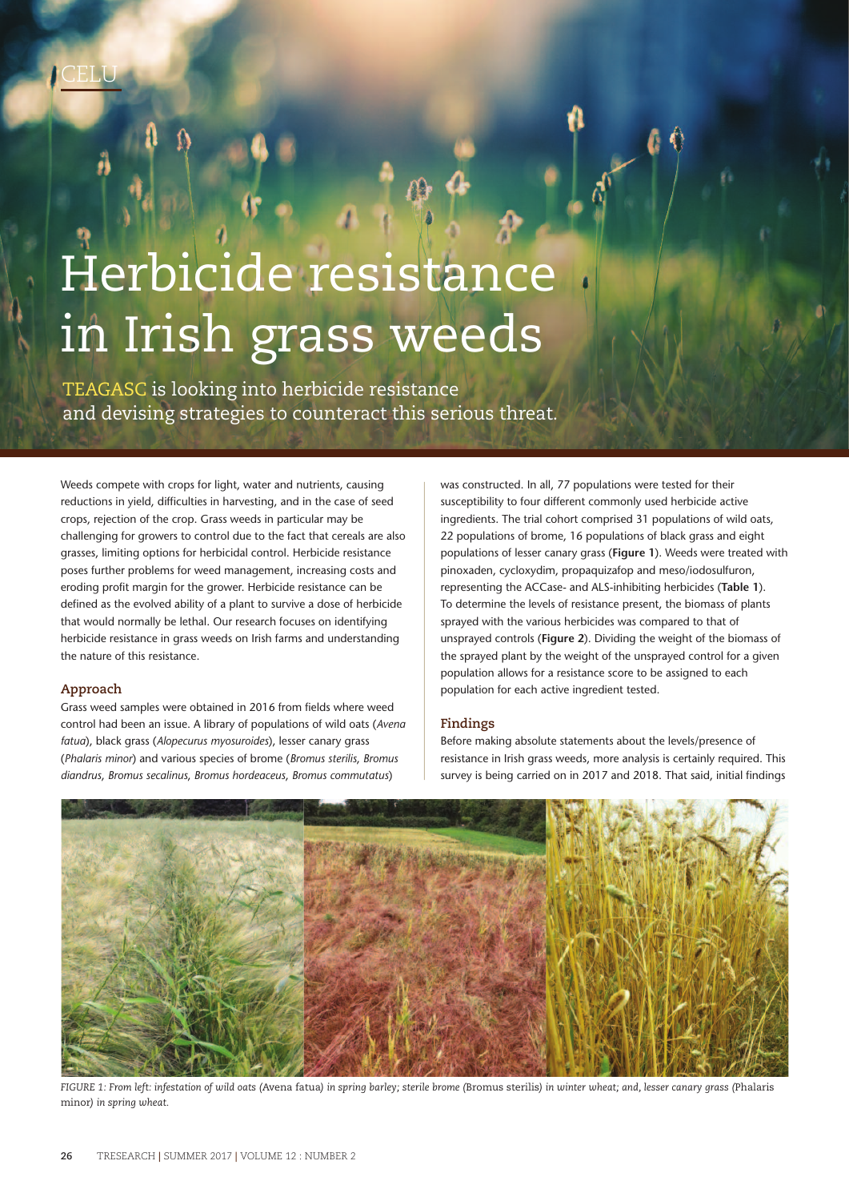CELU

# Herbicide resistance in Irish grass weeds

TEAGASC is looking into herbicide resistance and devising strategies to counteract this serious threat.

Weeds compete with crops for light, water and nutrients, causing reductions in yield, difficulties in harvesting, and in the case of seed crops, rejection of the crop. Grass weeds in particular may be challenging for growers to control due to the fact that cereals are also grasses, limiting options for herbicidal control. Herbicide resistance poses further problems for weed management, increasing costs and eroding profit margin for the grower. Herbicide resistance can be defined as the evolved ability of a plant to survive a dose of herbicide that would normally be lethal. Our research focuses on identifying herbicide resistance in grass weeds on Irish farms and understanding the nature of this resistance.

## Approach

Grass weed samples were obtained in 2016 from fields where weed control had been an issue. A library of populations of wild oats (*Avena fatua*), black grass (*Alopecurus myosuroides*), lesser canary grass (*Phalaris minor*) and various species of brome (*Bromus sterilis*, *Bromus diandrus*, *Bromus secalinus*, *Bromus hordeaceus*, *Bromus commutatus*) was constructed. In all, 77 populations were tested for their susceptibility to four different commonly used herbicide active ingredients. The trial cohort comprised 31 populations of wild oats, 22 populations of brome, 16 populations of black grass and eight populations of lesser canary grass (**Figure 1**). Weeds were treated with pinoxaden, cycloxydim, propaquizafop and meso/iodosulfuron, representing the ACCase- and ALS-inhibiting herbicides (**Table 1**). To determine the levels of resistance present, the biomass of plants sprayed with the various herbicides was compared to that of unsprayed controls (**Figure 2**). Dividing the weight of the biomass of the sprayed plant by the weight of the unsprayed control for a given population allows for a resistance score to be assigned to each population for each active ingredient tested.

## Findings

Before making absolute statements about the levels/presence of resistance in Irish grass weeds, more analysis is certainly required. This survey is being carried on in 2017 and 2018. That said, initial findings

*FIGURE 1: From left: infestation of wild oats (*Avena fatua*) in spring barley; sterile brome (*Bromus sterilis*) in winter wheat; and, lesser canary grass (*Phalaris minor*) in spring wheat.*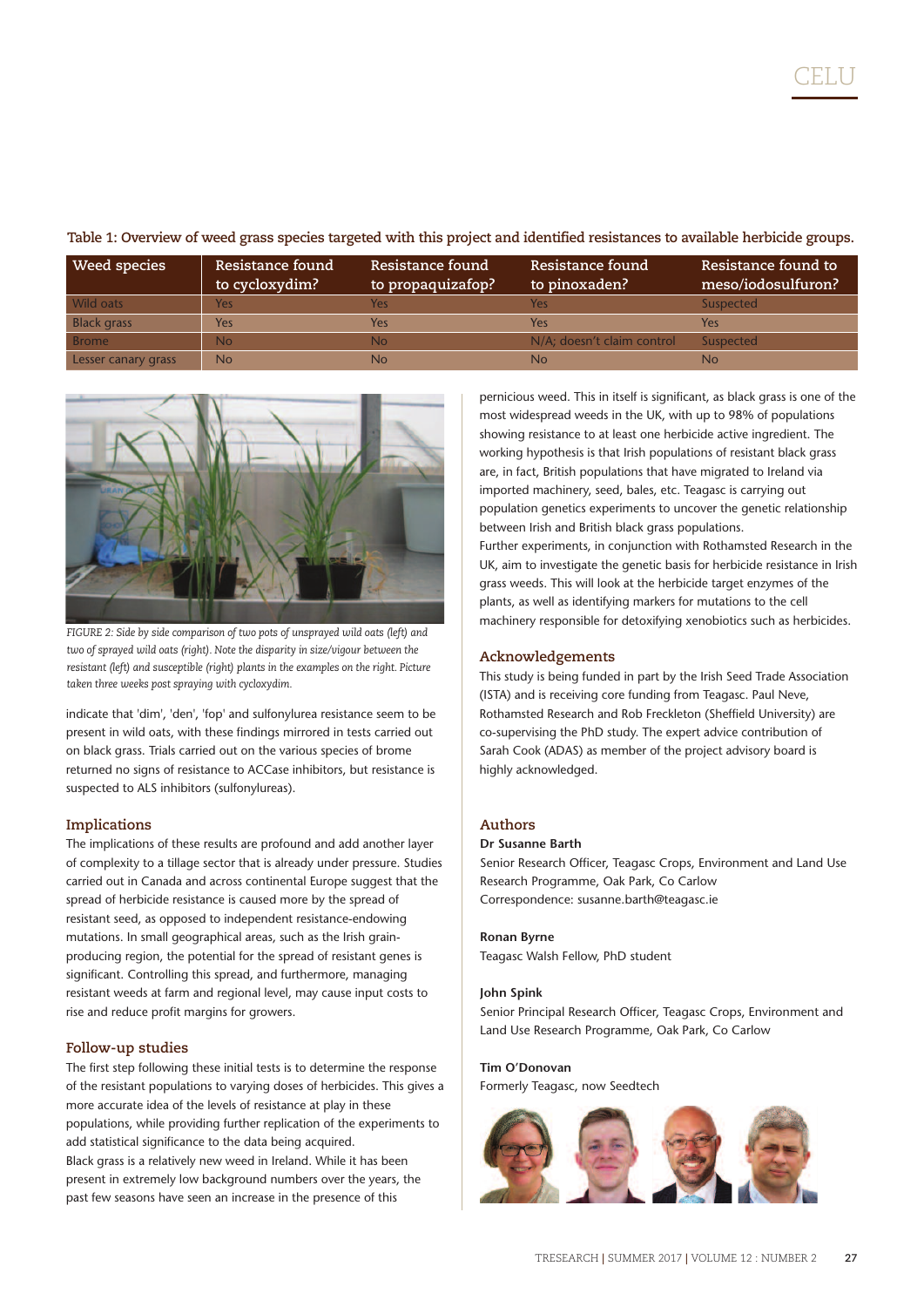Table 1: Overview of weed grass species targeted with this project and identified resistances to available herbicide groups.

| Weed species | Resistance found to cycloxydim? | Resistance found to propaquizafop? | Resistance found to pinoxaden? | Resistance found to meso/iodosulfuron? |
|---|---|---|---|---|
| Wild oats | Yes | Yes | Yes | Suspected |
| Black grass | Yes | Yes | Yes | Yes |
| Brome | No | No | N/A; doesn't claim control | Suspected |
| Lesser canary grass | No | No | No | No |

*FIGURE 2: Side by side comparison of two pots of unsprayed wild oats (left) and two of sprayed wild oats (right). Note the disparity in size/vigour between the resistant (left) and susceptible (right) plants in the examples on the right. Picture taken three weeks post spraying with cycloxydim.*

indicate that 'dim', 'den', 'fop' and sulfonylurea resistance seem to be present in wild oats, with these findings mirrored in tests carried out on black grass. Trials carried out on the various species of brome returned no signs of resistance to ACCase inhibitors, but resistance is suspected to ALS inhibitors (sulfonylureas).

## Implications

The implications of these results are profound and add another layer of complexity to a tillage sector that is already under pressure. Studies carried out in Canada and across continental Europe suggest that the spread of herbicide resistance is caused more by the spread of resistant seed, as opposed to independent resistance-endowing mutations. In small geographical areas, such as the Irish grain-producing region, the potential for the spread of resistant genes is significant. Controlling this spread, and furthermore, managing resistant weeds at farm and regional level, may cause input costs to rise and reduce profit margins for growers.

## Follow-up studies

The first step following these initial tests is to determine the response of the resistant populations to varying doses of herbicides. This gives a more accurate idea of the levels of resistance at play in these populations, while providing further replication of the experiments to add statistical significance to the data being acquired.

Black grass is a relatively new weed in Ireland. While it has been present in extremely low background numbers over the years, the past few seasons have seen an increase in the presence of this pernicious weed. This in itself is significant, as black grass is one of the most widespread weeds in the UK, with up to 98% of populations showing resistance to at least one herbicide active ingredient. The working hypothesis is that Irish populations of resistant black grass are, in fact, British populations that have migrated to Ireland via imported machinery, seed, bales, etc. Teagasc is carrying out population genetics experiments to uncover the genetic relationship between Irish and British black grass populations.

Further experiments, in conjunction with Rothamsted Research in the UK, aim to investigate the genetic basis for herbicide resistance in Irish grass weeds. This will look at the herbicide target enzymes of the plants, as well as identifying markers for mutations to the cell machinery responsible for detoxifying xenobiotics such as herbicides.

## Acknowledgements

This study is being funded in part by the Irish Seed Trade Association (ISTA) and is receiving core funding from Teagasc. Paul Neve, Rothamsted Research and Rob Freckleton (Sheffield University) are co-supervising the PhD study. The expert advice contribution of Sarah Cook (ADAS) as member of the project advisory board is highly acknowledged.

## Authors

**Dr Susanne Barth**
Senior Research Officer, Teagasc Crops, Environment and Land Use Research Programme, Oak Park, Co Carlow
Correspondence: susanne.barth@teagasc.ie

**Ronan Byrne**
Teagasc Walsh Fellow, PhD student

**John Spink**
Senior Principal Research Officer, Teagasc Crops, Environment and Land Use Research Programme, Oak Park, Co Carlow

**Tim O'Donovan**
Formerly Teagasc, now Seedtech